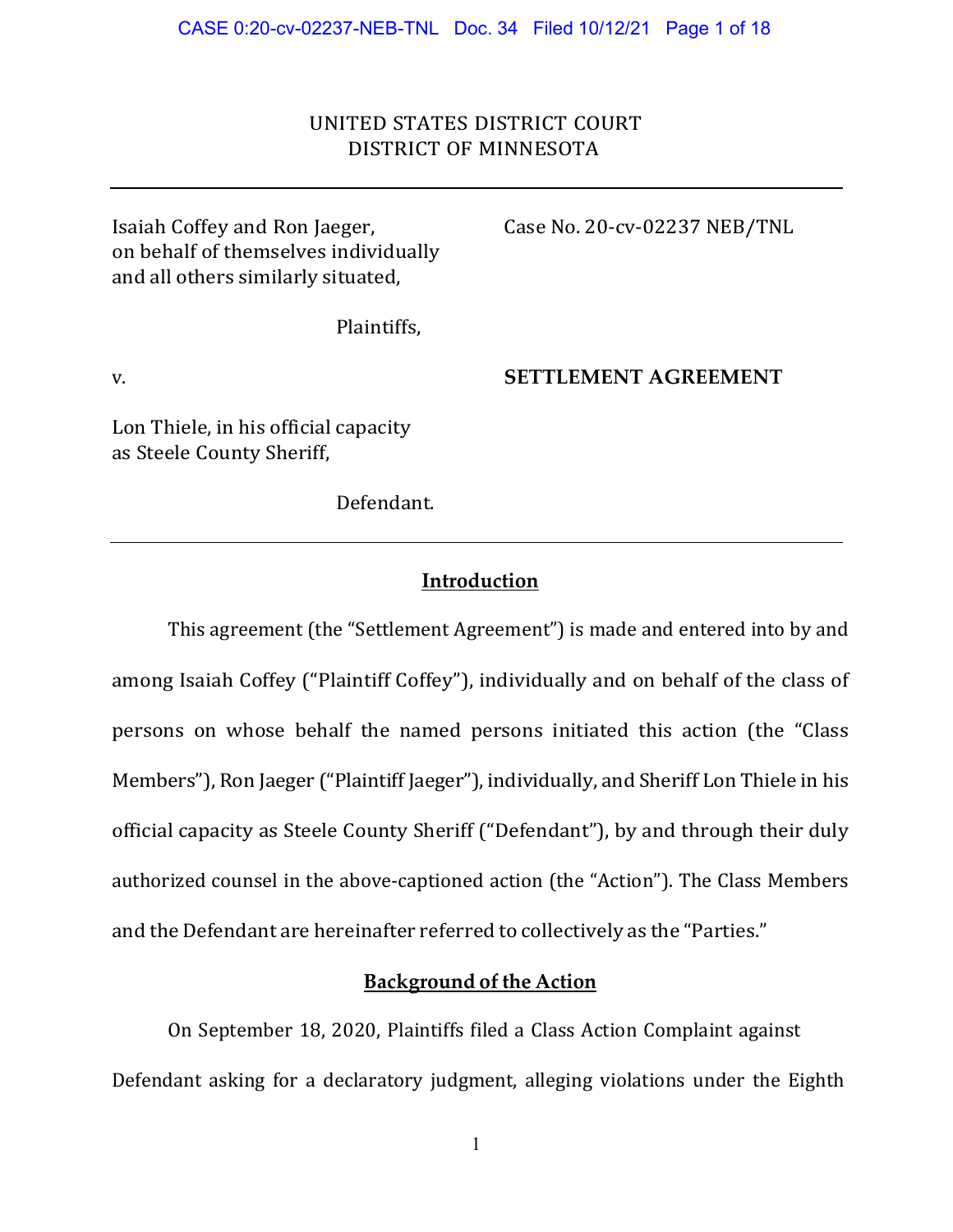UNITED STATES DISTRICT COURT
DISTRICT OF MINNESOTA

---

Isaiah Coffey and Ron Jaeger, on behalf of themselves individually and all others similarly situated,

Plaintiffs,

v.

Lon Thiele, in his official capacity as Steele County Sheriff,

Defendant.

Case No. 20-cv-02237 NEB/TNL

**SETTLEMENT AGREEMENT**

---

## Introduction

This agreement (the "Settlement Agreement") is made and entered into by and among Isaiah Coffey ("Plaintiff Coffey"), individually and on behalf of the class of persons on whose behalf the named persons initiated this action (the "Class Members"), Ron Jaeger ("Plaintiff Jaeger"), individually, and Sheriff Lon Thiele in his official capacity as Steele County Sheriff ("Defendant"), by and through their duly authorized counsel in the above-captioned action (the "Action"). The Class Members and the Defendant are hereinafter referred to collectively as the "Parties."

## Background of the Action

On September 18, 2020, Plaintiffs filed a Class Action Complaint against Defendant asking for a declaratory judgment, alleging violations under the Eighth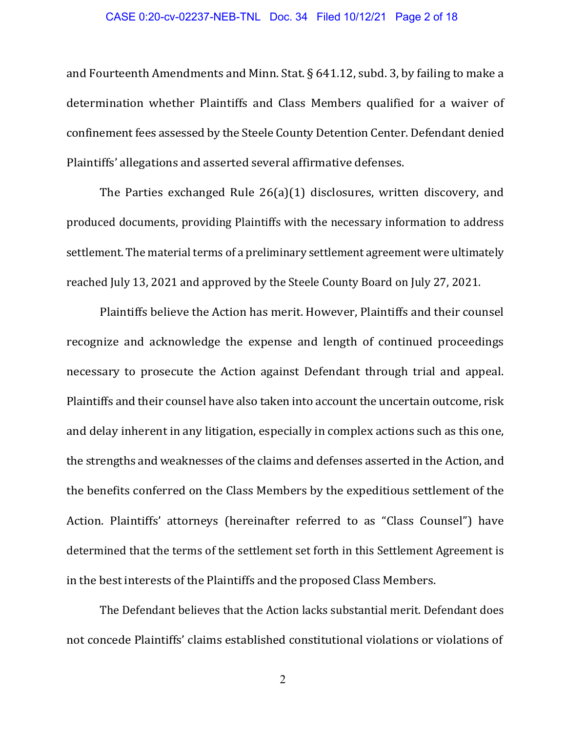and Fourteenth Amendments and Minn. Stat. § 641.12, subd. 3, by failing to make a determination whether Plaintiffs and Class Members qualified for a waiver of confinement fees assessed by the Steele County Detention Center. Defendant denied Plaintiffs' allegations and asserted several affirmative defenses.

The Parties exchanged Rule 26(a)(1) disclosures, written discovery, and produced documents, providing Plaintiffs with the necessary information to address settlement. The material terms of a preliminary settlement agreement were ultimately reached July 13, 2021 and approved by the Steele County Board on July 27, 2021.

Plaintiffs believe the Action has merit. However, Plaintiffs and their counsel recognize and acknowledge the expense and length of continued proceedings necessary to prosecute the Action against Defendant through trial and appeal. Plaintiffs and their counsel have also taken into account the uncertain outcome, risk and delay inherent in any litigation, especially in complex actions such as this one, the strengths and weaknesses of the claims and defenses asserted in the Action, and the benefits conferred on the Class Members by the expeditious settlement of the Action. Plaintiffs' attorneys (hereinafter referred to as "Class Counsel") have determined that the terms of the settlement set forth in this Settlement Agreement is in the best interests of the Plaintiffs and the proposed Class Members.

The Defendant believes that the Action lacks substantial merit. Defendant does not concede Plaintiffs' claims established constitutional violations or violations of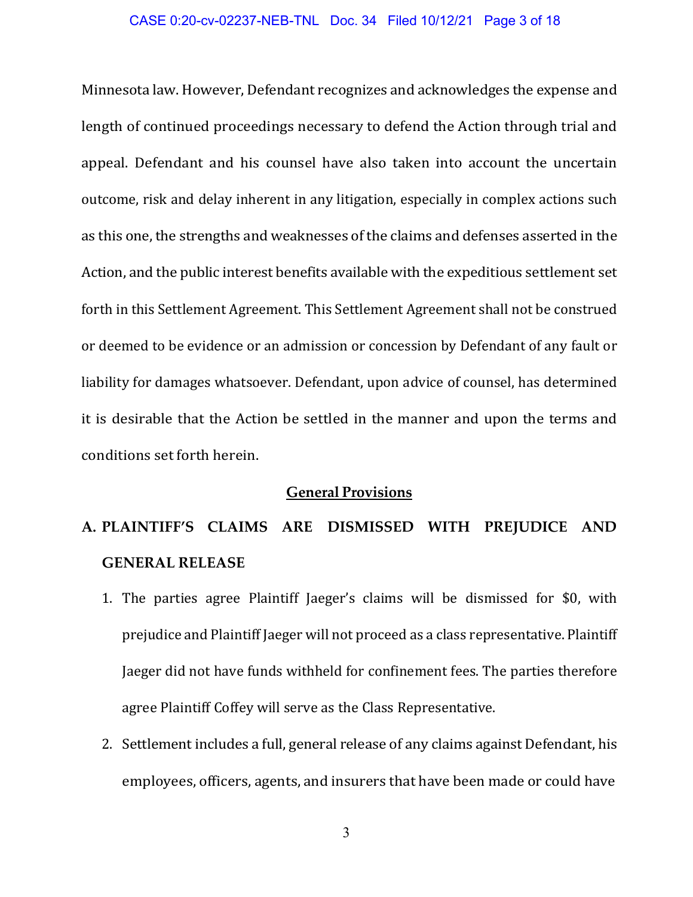Minnesota law. However, Defendant recognizes and acknowledges the expense and length of continued proceedings necessary to defend the Action through trial and appeal. Defendant and his counsel have also taken into account the uncertain outcome, risk and delay inherent in any litigation, especially in complex actions such as this one, the strengths and weaknesses of the claims and defenses asserted in the Action, and the public interest benefits available with the expeditious settlement set forth in this Settlement Agreement. This Settlement Agreement shall not be construed or deemed to be evidence or an admission or concession by Defendant of any fault or liability for damages whatsoever. Defendant, upon advice of counsel, has determined it is desirable that the Action be settled in the manner and upon the terms and conditions set forth herein.

## General Provisions

### A. PLAINTIFF'S CLAIMS ARE DISMISSED WITH PREJUDICE AND GENERAL RELEASE

1. The parties agree Plaintiff Jaeger's claims will be dismissed for $0, with prejudice and Plaintiff Jaeger will not proceed as a class representative. Plaintiff Jaeger did not have funds withheld for confinement fees. The parties therefore agree Plaintiff Coffey will serve as the Class Representative.

2. Settlement includes a full, general release of any claims against Defendant, his employees, officers, agents, and insurers that have been made or could have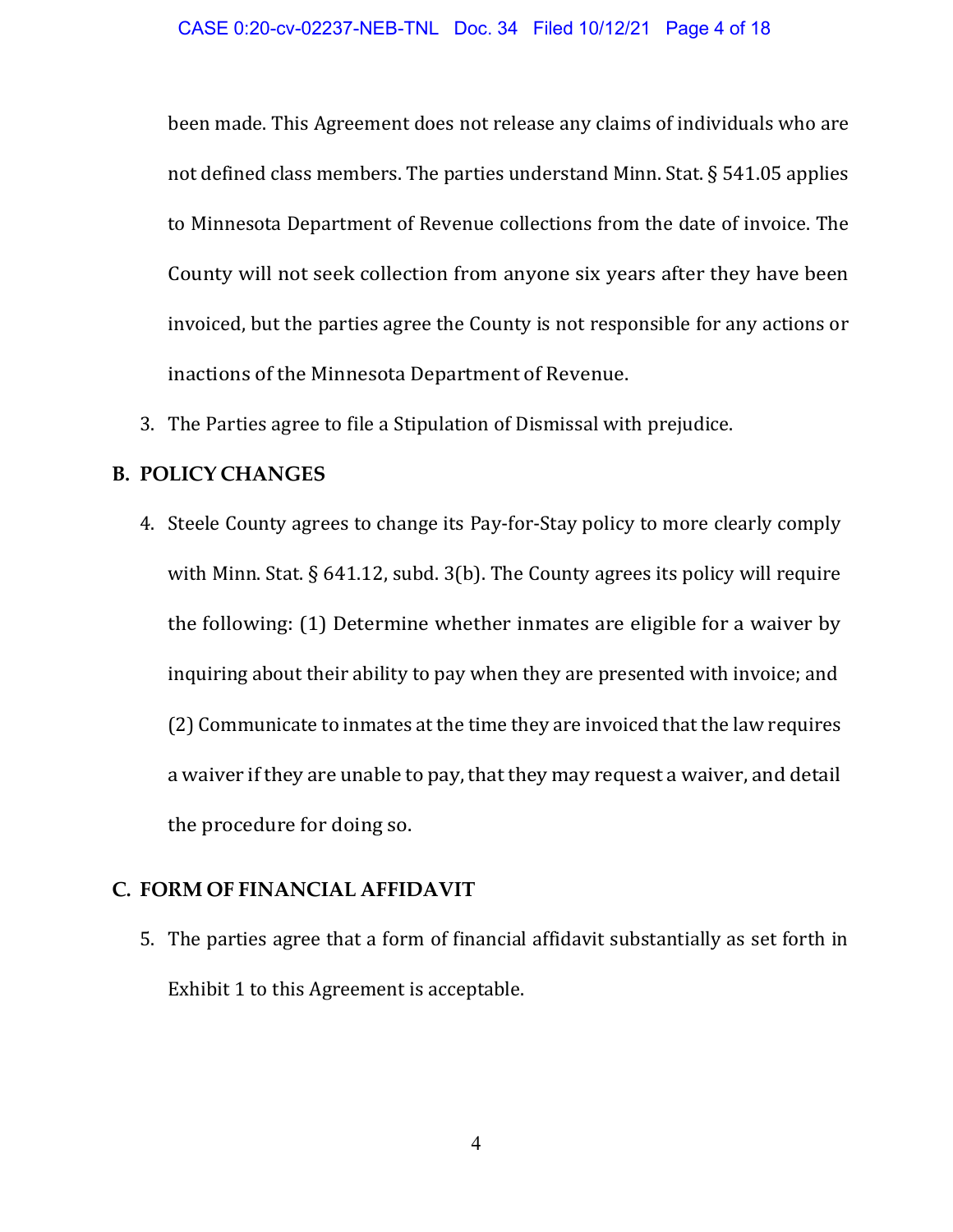been made. This Agreement does not release any claims of individuals who are not defined class members. The parties understand Minn. Stat. § 541.05 applies to Minnesota Department of Revenue collections from the date of invoice. The County will not seek collection from anyone six years after they have been invoiced, but the parties agree the County is not responsible for any actions or inactions of the Minnesota Department of Revenue.

3. The Parties agree to file a Stipulation of Dismissal with prejudice.

## B. POLICY CHANGES

4. Steele County agrees to change its Pay-for-Stay policy to more clearly comply with Minn. Stat. § 641.12, subd. 3(b). The County agrees its policy will require the following: (1) Determine whether inmates are eligible for a waiver by inquiring about their ability to pay when they are presented with invoice; and (2) Communicate to inmates at the time they are invoiced that the law requires a waiver if they are unable to pay, that they may request a waiver, and detail the procedure for doing so.

## C. FORM OF FINANCIAL AFFIDAVIT

5. The parties agree that a form of financial affidavit substantially as set forth in Exhibit 1 to this Agreement is acceptable.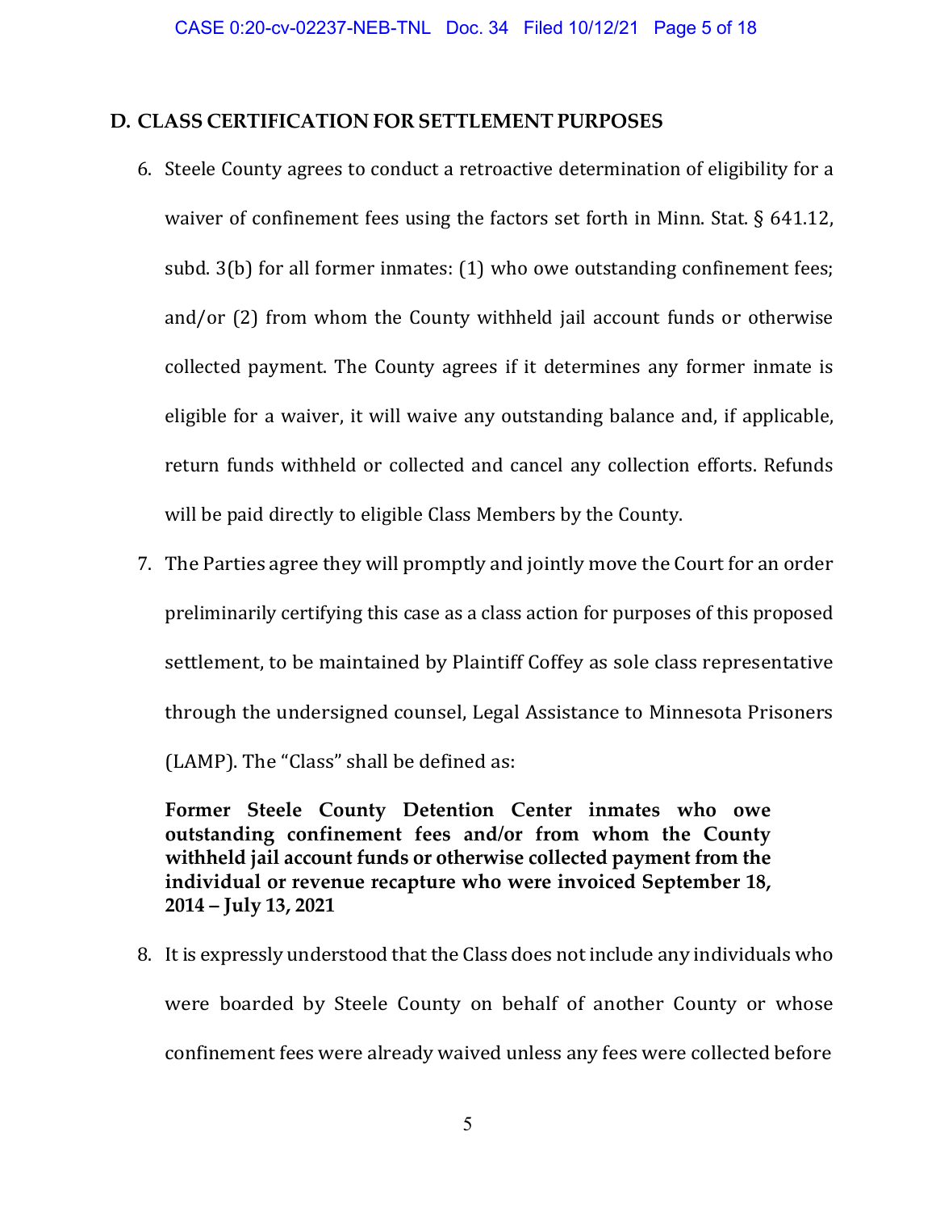## D. CLASS CERTIFICATION FOR SETTLEMENT PURPOSES

6. Steele County agrees to conduct a retroactive determination of eligibility for a waiver of confinement fees using the factors set forth in Minn. Stat. § 641.12, subd. 3(b) for all former inmates: (1) who owe outstanding confinement fees; and/or (2) from whom the County withheld jail account funds or otherwise collected payment. The County agrees if it determines any former inmate is eligible for a waiver, it will waive any outstanding balance and, if applicable, return funds withheld or collected and cancel any collection efforts. Refunds will be paid directly to eligible Class Members by the County.

7. The Parties agree they will promptly and jointly move the Court for an order preliminarily certifying this case as a class action for purposes of this proposed settlement, to be maintained by Plaintiff Coffey as sole class representative through the undersigned counsel, Legal Assistance to Minnesota Prisoners (LAMP). The "Class" shall be defined as:

   **Former Steele County Detention Center inmates who owe outstanding confinement fees and/or from whom the County withheld jail account funds or otherwise collected payment from the individual or revenue recapture who were invoiced September 18, 2014 – July 13, 2021**

8. It is expressly understood that the Class does not include any individuals who were boarded by Steele County on behalf of another County or whose confinement fees were already waived unless any fees were collected before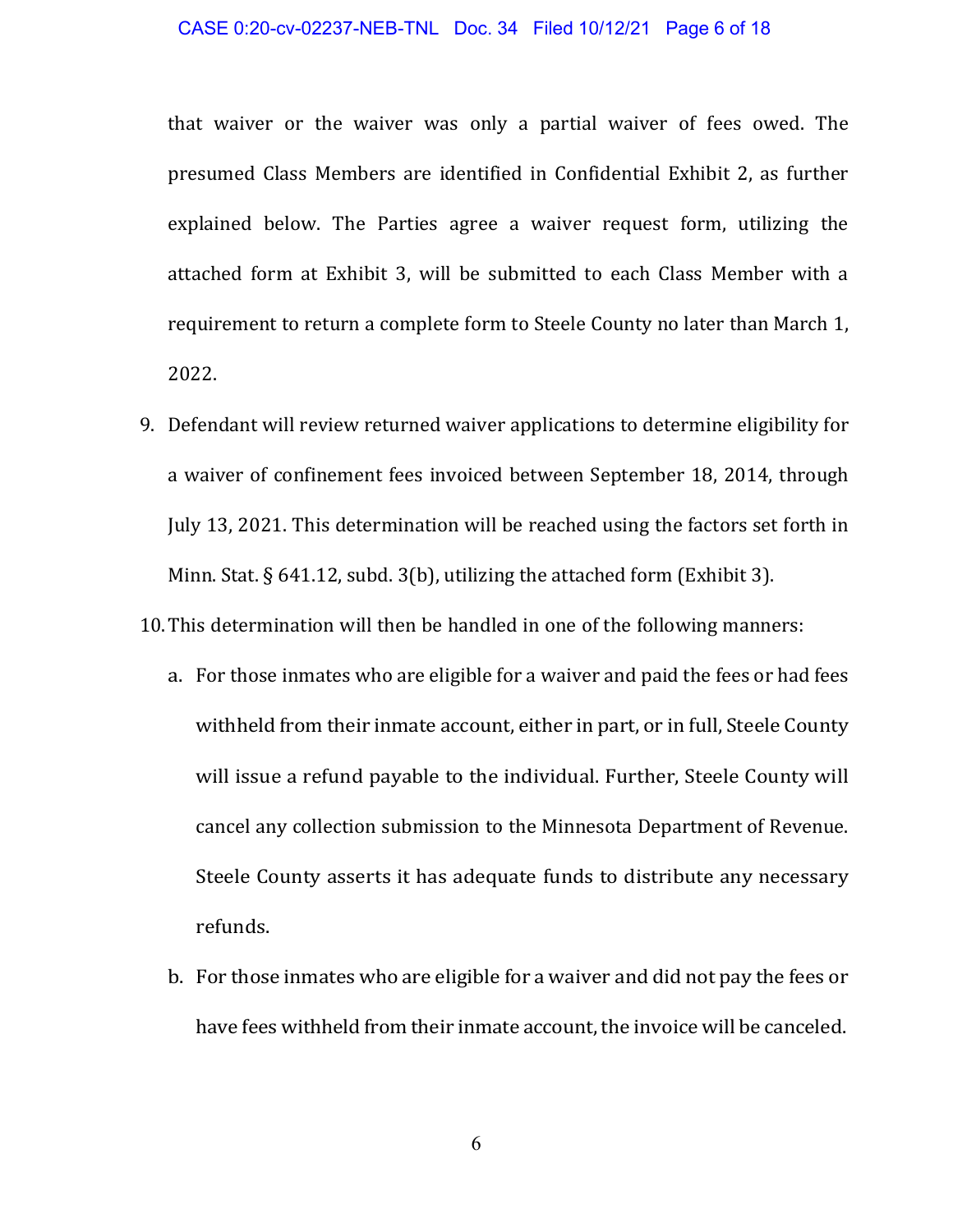that waiver or the waiver was only a partial waiver of fees owed. The presumed Class Members are identified in Confidential Exhibit 2, as further explained below. The Parties agree a waiver request form, utilizing the attached form at Exhibit 3, will be submitted to each Class Member with a requirement to return a complete form to Steele County no later than March 1, 2022.

9. Defendant will review returned waiver applications to determine eligibility for a waiver of confinement fees invoiced between September 18, 2014, through July 13, 2021. This determination will be reached using the factors set forth in Minn. Stat. § 641.12, subd. 3(b), utilizing the attached form (Exhibit 3).

10. This determination will then be handled in one of the following manners:

    a. For those inmates who are eligible for a waiver and paid the fees or had fees withheld from their inmate account, either in part, or in full, Steele County will issue a refund payable to the individual. Further, Steele County will cancel any collection submission to the Minnesota Department of Revenue. Steele County asserts it has adequate funds to distribute any necessary refunds.

    b. For those inmates who are eligible for a waiver and did not pay the fees or have fees withheld from their inmate account, the invoice will be canceled.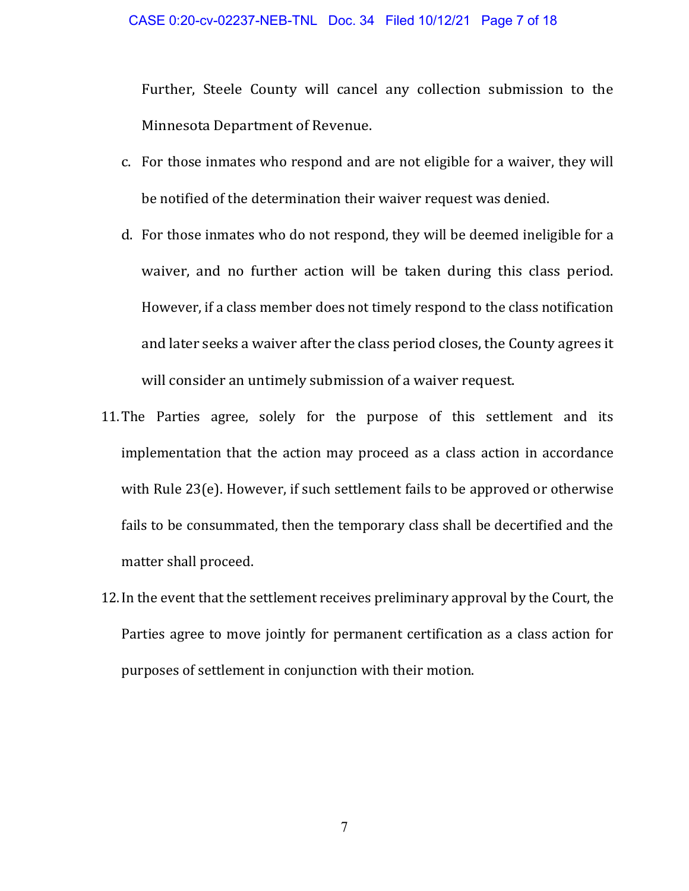Further, Steele County will cancel any collection submission to the Minnesota Department of Revenue.

c. For those inmates who respond and are not eligible for a waiver, they will be notified of the determination their waiver request was denied.

d. For those inmates who do not respond, they will be deemed ineligible for a waiver, and no further action will be taken during this class period. However, if a class member does not timely respond to the class notification and later seeks a waiver after the class period closes, the County agrees it will consider an untimely submission of a waiver request.

11. The Parties agree, solely for the purpose of this settlement and its implementation that the action may proceed as a class action in accordance with Rule 23(e). However, if such settlement fails to be approved or otherwise fails to be consummated, then the temporary class shall be decertified and the matter shall proceed.

12. In the event that the settlement receives preliminary approval by the Court, the Parties agree to move jointly for permanent certification as a class action for purposes of settlement in conjunction with their motion.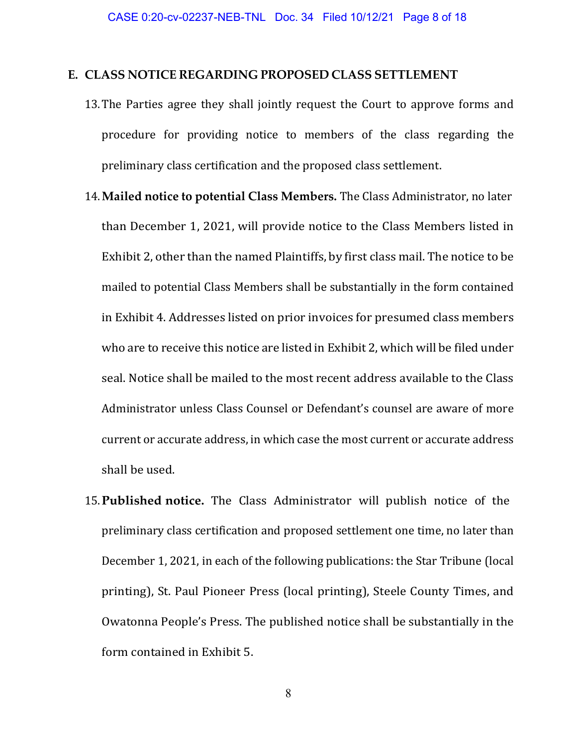## E. CLASS NOTICE REGARDING PROPOSED CLASS SETTLEMENT

13. The Parties agree they shall jointly request the Court to approve forms and procedure for providing notice to members of the class regarding the preliminary class certification and the proposed class settlement.

14. **Mailed notice to potential Class Members.** The Class Administrator, no later than December 1, 2021, will provide notice to the Class Members listed in Exhibit 2, other than the named Plaintiffs, by first class mail. The notice to be mailed to potential Class Members shall be substantially in the form contained in Exhibit 4. Addresses listed on prior invoices for presumed class members who are to receive this notice are listed in Exhibit 2, which will be filed under seal. Notice shall be mailed to the most recent address available to the Class Administrator unless Class Counsel or Defendant's counsel are aware of more current or accurate address, in which case the most current or accurate address shall be used.

15. **Published notice.** The Class Administrator will publish notice of the preliminary class certification and proposed settlement one time, no later than December 1, 2021, in each of the following publications: the Star Tribune (local printing), St. Paul Pioneer Press (local printing), Steele County Times, and Owatonna People's Press. The published notice shall be substantially in the form contained in Exhibit 5.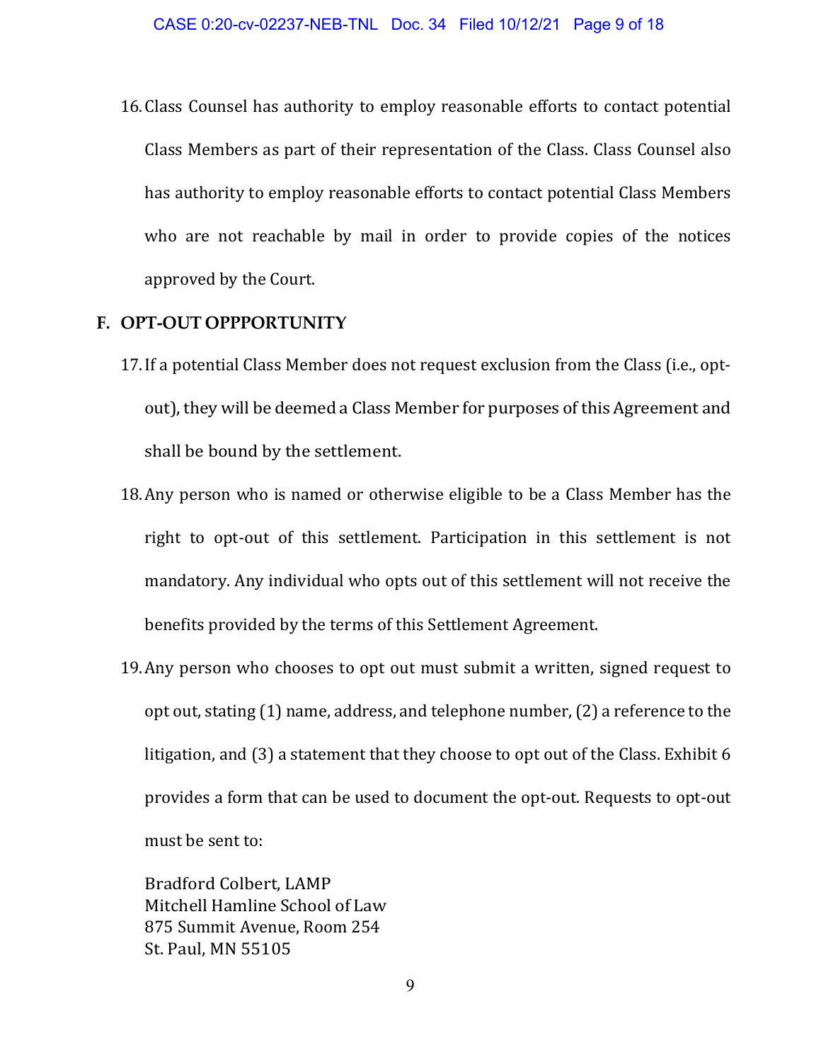16. Class Counsel has authority to employ reasonable efforts to contact potential Class Members as part of their representation of the Class. Class Counsel also has authority to employ reasonable efforts to contact potential Class Members who are not reachable by mail in order to provide copies of the notices approved by the Court.

## F. OPT-OUT OPPPORTUNITY

17. If a potential Class Member does not request exclusion from the Class (i.e., opt-out), they will be deemed a Class Member for purposes of this Agreement and shall be bound by the settlement.

18. Any person who is named or otherwise eligible to be a Class Member has the right to opt-out of this settlement. Participation in this settlement is not mandatory. Any individual who opts out of this settlement will not receive the benefits provided by the terms of this Settlement Agreement.

19. Any person who chooses to opt out must submit a written, signed request to opt out, stating (1) name, address, and telephone number, (2) a reference to the litigation, and (3) a statement that they choose to opt out of the Class. Exhibit 6 provides a form that can be used to document the opt-out. Requests to opt-out must be sent to:

    Bradford Colbert, LAMP
    Mitchell Hamline School of Law
    875 Summit Avenue, Room 254
    St. Paul, MN 55105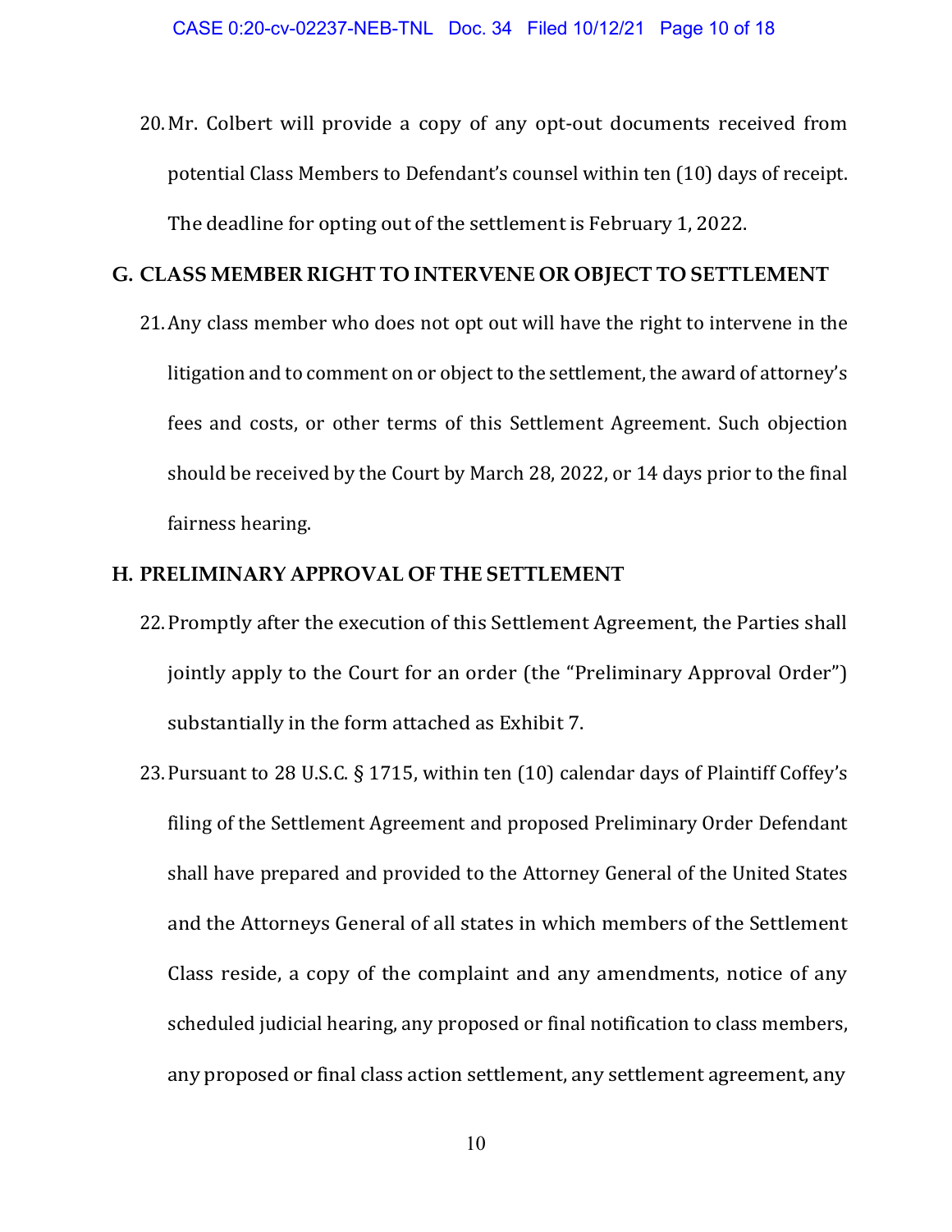20. Mr. Colbert will provide a copy of any opt-out documents received from potential Class Members to Defendant's counsel within ten (10) days of receipt. The deadline for opting out of the settlement is February 1, 2022.

## G. CLASS MEMBER RIGHT TO INTERVENE OR OBJECT TO SETTLEMENT

21. Any class member who does not opt out will have the right to intervene in the litigation and to comment on or object to the settlement, the award of attorney's fees and costs, or other terms of this Settlement Agreement. Such objection should be received by the Court by March 28, 2022, or 14 days prior to the final fairness hearing.

## H. PRELIMINARY APPROVAL OF THE SETTLEMENT

22. Promptly after the execution of this Settlement Agreement, the Parties shall jointly apply to the Court for an order (the "Preliminary Approval Order") substantially in the form attached as Exhibit 7.

23. Pursuant to 28 U.S.C. § 1715, within ten (10) calendar days of Plaintiff Coffey's filing of the Settlement Agreement and proposed Preliminary Order Defendant shall have prepared and provided to the Attorney General of the United States and the Attorneys General of all states in which members of the Settlement Class reside, a copy of the complaint and any amendments, notice of any scheduled judicial hearing, any proposed or final notification to class members, any proposed or final class action settlement, any settlement agreement, any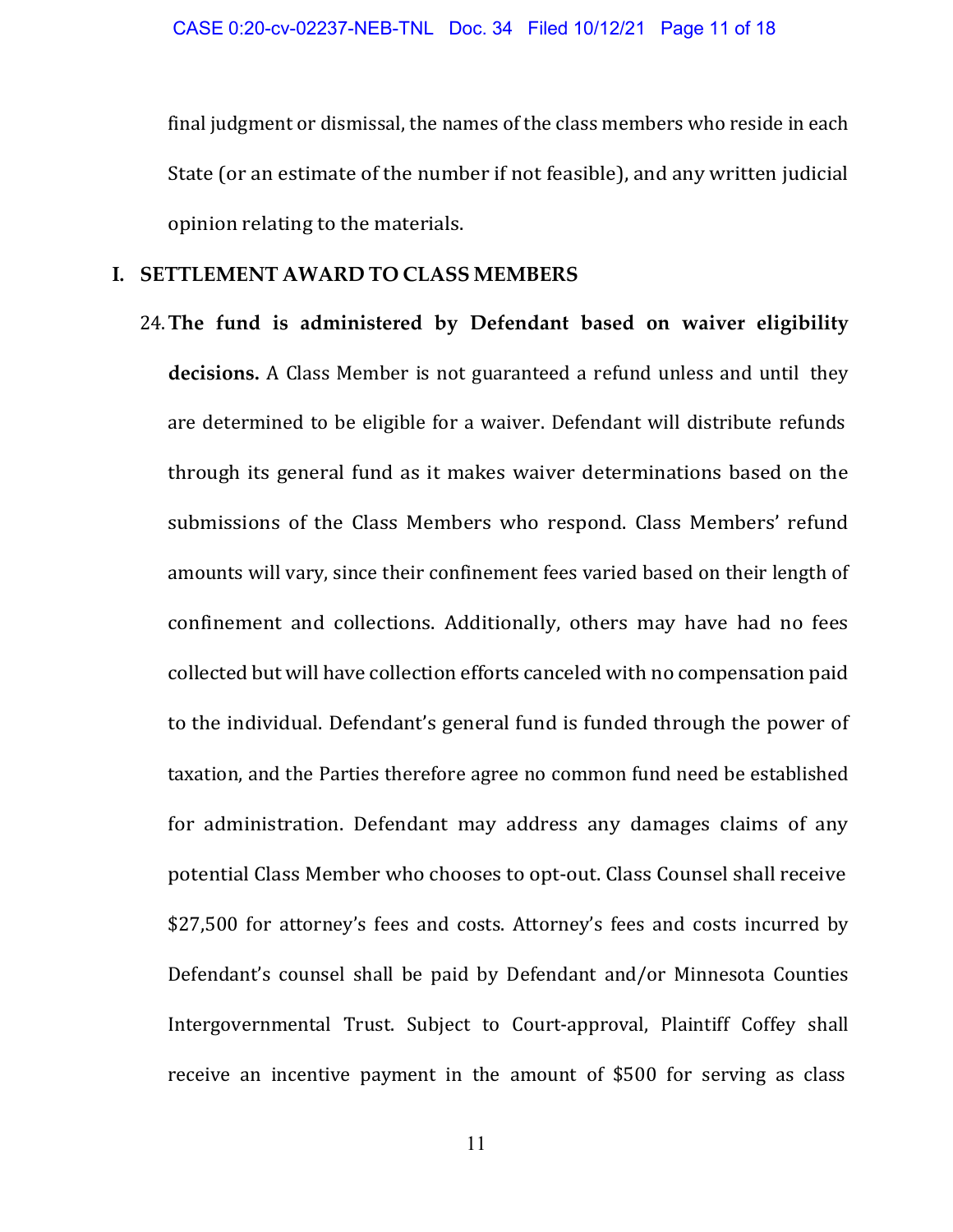final judgment or dismissal, the names of the class members who reside in each State (or an estimate of the number if not feasible), and any written judicial opinion relating to the materials.

## I. SETTLEMENT AWARD TO CLASS MEMBERS

24. **The fund is administered by Defendant based on waiver eligibility decisions.** A Class Member is not guaranteed a refund unless and until they are determined to be eligible for a waiver. Defendant will distribute refunds through its general fund as it makes waiver determinations based on the submissions of the Class Members who respond. Class Members' refund amounts will vary, since their confinement fees varied based on their length of confinement and collections. Additionally, others may have had no fees collected but will have collection efforts canceled with no compensation paid to the individual. Defendant's general fund is funded through the power of taxation, and the Parties therefore agree no common fund need be established for administration. Defendant may address any damages claims of any potential Class Member who chooses to opt-out. Class Counsel shall receive $27,500 for attorney's fees and costs. Attorney's fees and costs incurred by Defendant's counsel shall be paid by Defendant and/or Minnesota Counties Intergovernmental Trust. Subject to Court-approval, Plaintiff Coffey shall receive an incentive payment in the amount of $500 for serving as class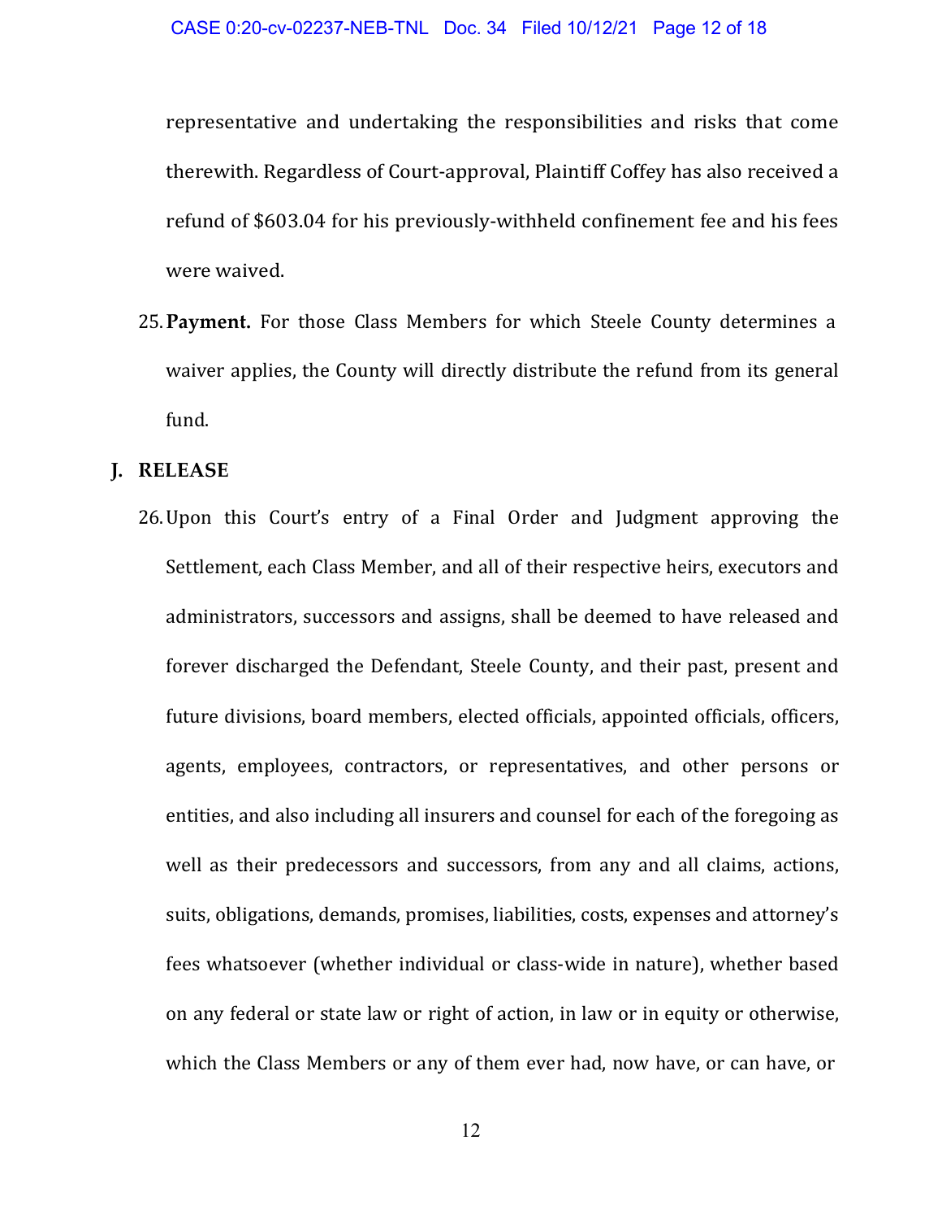representative and undertaking the responsibilities and risks that come therewith. Regardless of Court-approval, Plaintiff Coffey has also received a refund of $603.04 for his previously-withheld confinement fee and his fees were waived.

25. **Payment.** For those Class Members for which Steele County determines a waiver applies, the County will directly distribute the refund from its general fund.

## J. RELEASE

26. Upon this Court's entry of a Final Order and Judgment approving the Settlement, each Class Member, and all of their respective heirs, executors and administrators, successors and assigns, shall be deemed to have released and forever discharged the Defendant, Steele County, and their past, present and future divisions, board members, elected officials, appointed officials, officers, agents, employees, contractors, or representatives, and other persons or entities, and also including all insurers and counsel for each of the foregoing as well as their predecessors and successors, from any and all claims, actions, suits, obligations, demands, promises, liabilities, costs, expenses and attorney's fees whatsoever (whether individual or class-wide in nature), whether based on any federal or state law or right of action, in law or in equity or otherwise, which the Class Members or any of them ever had, now have, or can have, or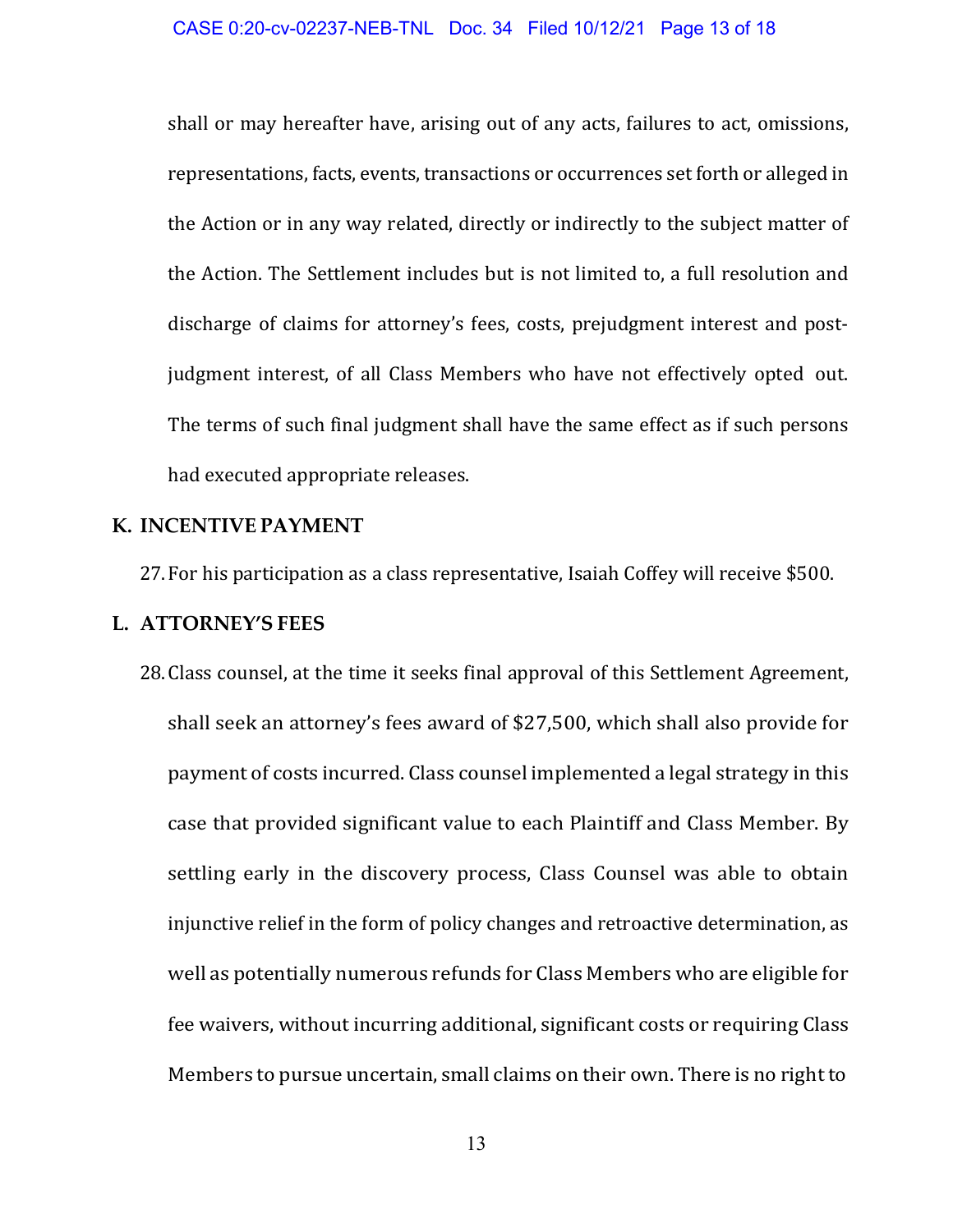shall or may hereafter have, arising out of any acts, failures to act, omissions, representations, facts, events, transactions or occurrences set forth or alleged in the Action or in any way related, directly or indirectly to the subject matter of the Action. The Settlement includes but is not limited to, a full resolution and discharge of claims for attorney's fees, costs, prejudgment interest and post-judgment interest, of all Class Members who have not effectively opted out. The terms of such final judgment shall have the same effect as if such persons had executed appropriate releases.

## K. INCENTIVE PAYMENT

27. For his participation as a class representative, Isaiah Coffey will receive $500.

## L. ATTORNEY'S FEES

28. Class counsel, at the time it seeks final approval of this Settlement Agreement, shall seek an attorney's fees award of $27,500, which shall also provide for payment of costs incurred. Class counsel implemented a legal strategy in this case that provided significant value to each Plaintiff and Class Member. By settling early in the discovery process, Class Counsel was able to obtain injunctive relief in the form of policy changes and retroactive determination, as well as potentially numerous refunds for Class Members who are eligible for fee waivers, without incurring additional, significant costs or requiring Class Members to pursue uncertain, small claims on their own. There is no right to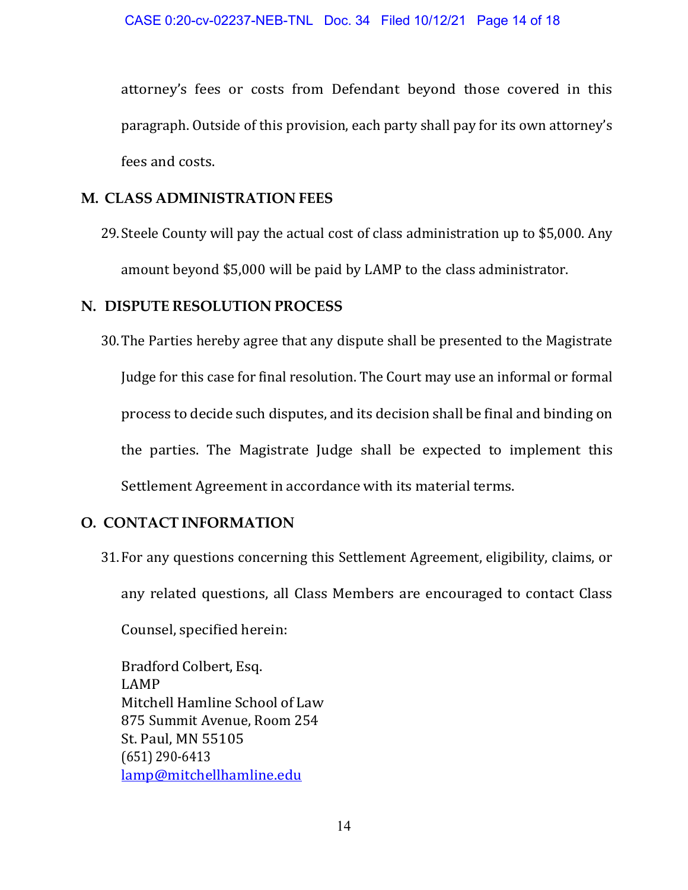attorney's fees or costs from Defendant beyond those covered in this paragraph. Outside of this provision, each party shall pay for its own attorney's fees and costs.

## M. CLASS ADMINISTRATION FEES

29. Steele County will pay the actual cost of class administration up to $5,000. Any amount beyond $5,000 will be paid by LAMP to the class administrator.

## N. DISPUTE RESOLUTION PROCESS

30. The Parties hereby agree that any dispute shall be presented to the Magistrate Judge for this case for final resolution. The Court may use an informal or formal process to decide such disputes, and its decision shall be final and binding on the parties. The Magistrate Judge shall be expected to implement this Settlement Agreement in accordance with its material terms.

## O. CONTACT INFORMATION

31. For any questions concerning this Settlement Agreement, eligibility, claims, or any related questions, all Class Members are encouraged to contact Class Counsel, specified herein:

Bradford Colbert, Esq.
LAMP
Mitchell Hamline School of Law
875 Summit Avenue, Room 254
St. Paul, MN 55105
(651) 290-6413
lamp@mitchellhamline.edu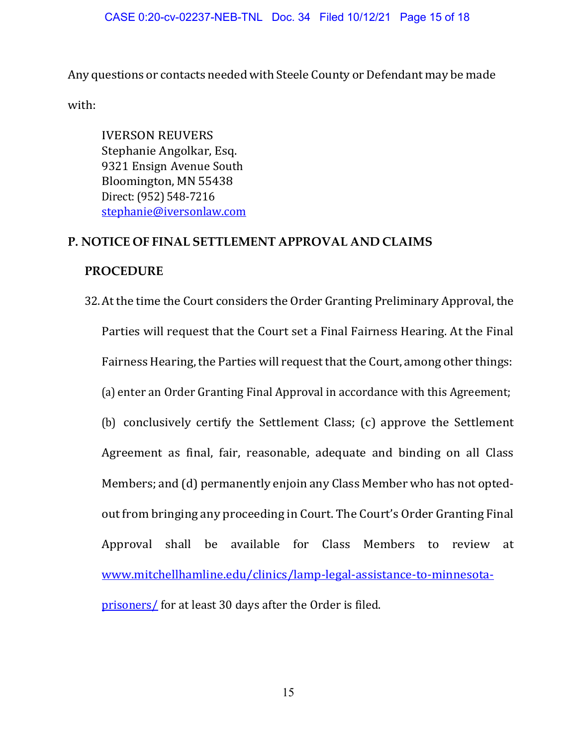Any questions or contacts needed with Steele County or Defendant may be made with:

IVERSON REUVERS
Stephanie Angolkar, Esq.
9321 Ensign Avenue South
Bloomington, MN 55438
Direct: (952) 548-7216
stephanie@iversonlaw.com

## P. NOTICE OF FINAL SETTLEMENT APPROVAL AND CLAIMS PROCEDURE

32. At the time the Court considers the Order Granting Preliminary Approval, the Parties will request that the Court set a Final Fairness Hearing. At the Final Fairness Hearing, the Parties will request that the Court, among other things: (a) enter an Order Granting Final Approval in accordance with this Agreement; (b) conclusively certify the Settlement Class; (c) approve the Settlement Agreement as final, fair, reasonable, adequate and binding on all Class Members; and (d) permanently enjoin any Class Member who has not opted-out from bringing any proceeding in Court. The Court's Order Granting Final Approval shall be available for Class Members to review at www.mitchellhamline.edu/clinics/lamp-legal-assistance-to-minnesota-prisoners/ for at least 30 days after the Order is filed.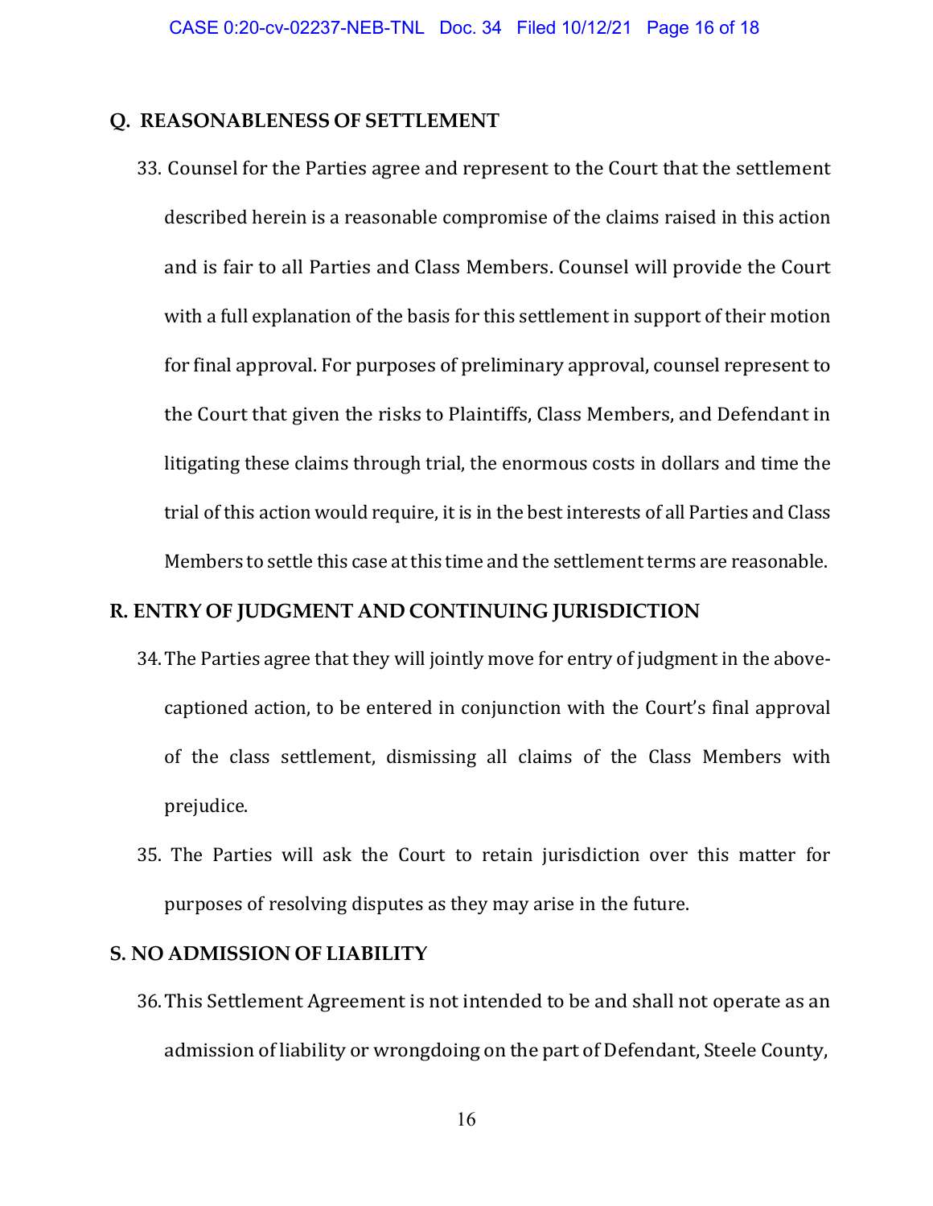## Q. REASONABLENESS OF SETTLEMENT

33. Counsel for the Parties agree and represent to the Court that the settlement described herein is a reasonable compromise of the claims raised in this action and is fair to all Parties and Class Members. Counsel will provide the Court with a full explanation of the basis for this settlement in support of their motion for final approval. For purposes of preliminary approval, counsel represent to the Court that given the risks to Plaintiffs, Class Members, and Defendant in litigating these claims through trial, the enormous costs in dollars and time the trial of this action would require, it is in the best interests of all Parties and Class Members to settle this case at this time and the settlement terms are reasonable.

## R. ENTRY OF JUDGMENT AND CONTINUING JURISDICTION

34. The Parties agree that they will jointly move for entry of judgment in the above-captioned action, to be entered in conjunction with the Court's final approval of the class settlement, dismissing all claims of the Class Members with prejudice.

35. The Parties will ask the Court to retain jurisdiction over this matter for purposes of resolving disputes as they may arise in the future.

## S. NO ADMISSION OF LIABILITY

36. This Settlement Agreement is not intended to be and shall not operate as an admission of liability or wrongdoing on the part of Defendant, Steele County,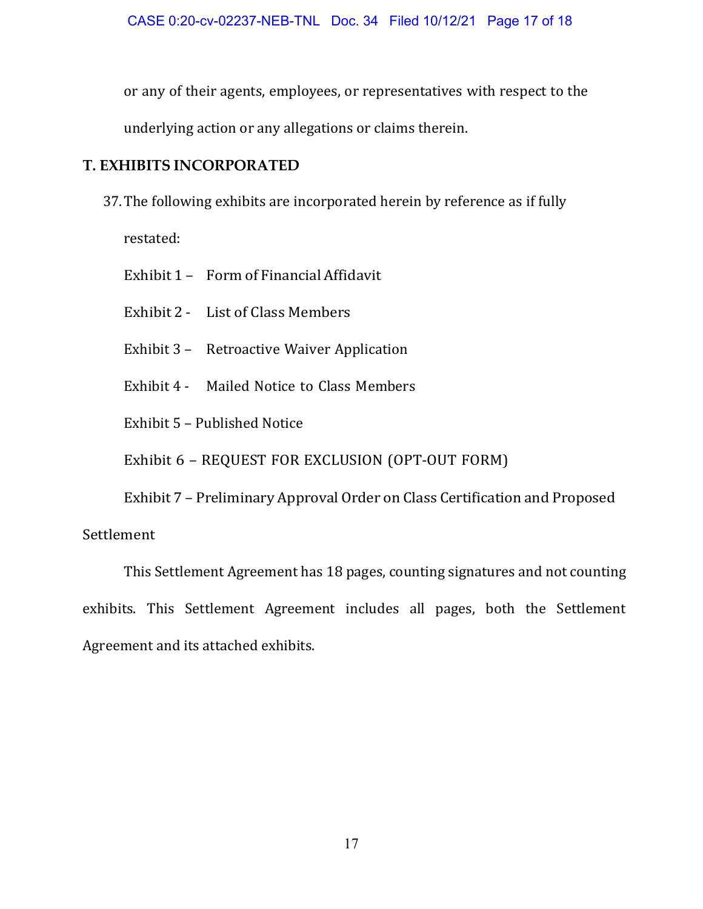or any of their agents, employees, or representatives with respect to the underlying action or any allegations or claims therein.

## T. EXHIBITS INCORPORATED

37. The following exhibits are incorporated herein by reference as if fully restated:

Exhibit 1 – Form of Financial Affidavit

Exhibit 2 - List of Class Members

Exhibit 3 – Retroactive Waiver Application

Exhibit 4 - Mailed Notice to Class Members

Exhibit 5 – Published Notice

Exhibit 6 – REQUEST FOR EXCLUSION (OPT-OUT FORM)

Exhibit 7 – Preliminary Approval Order on Class Certification and Proposed Settlement

This Settlement Agreement has 18 pages, counting signatures and not counting exhibits. This Settlement Agreement includes all pages, both the Settlement Agreement and its attached exhibits.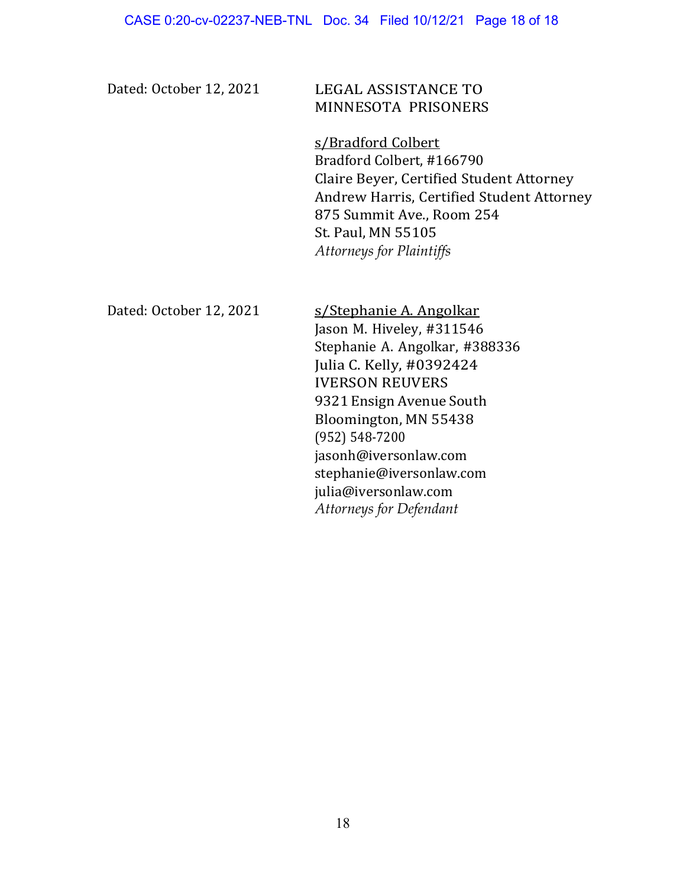Dated: October 12, 2021

LEGAL ASSISTANCE TO
MINNESOTA PRISONERS

s/Bradford Colbert
Bradford Colbert, #166790
Claire Beyer, Certified Student Attorney
Andrew Harris, Certified Student Attorney
875 Summit Ave., Room 254
St. Paul, MN 55105
*Attorneys for Plaintiffs*

Dated: October 12, 2021

s/Stephanie A. Angolkar
Jason M. Hiveley, #311546
Stephanie A. Angolkar, #388336
Julia C. Kelly, #0392424
IVERSON REUVERS
9321 Ensign Avenue South
Bloomington, MN 55438
(952) 548-7200
jasonh@iversonlaw.com
stephanie@iversonlaw.com
julia@iversonlaw.com
*Attorneys for Defendant*